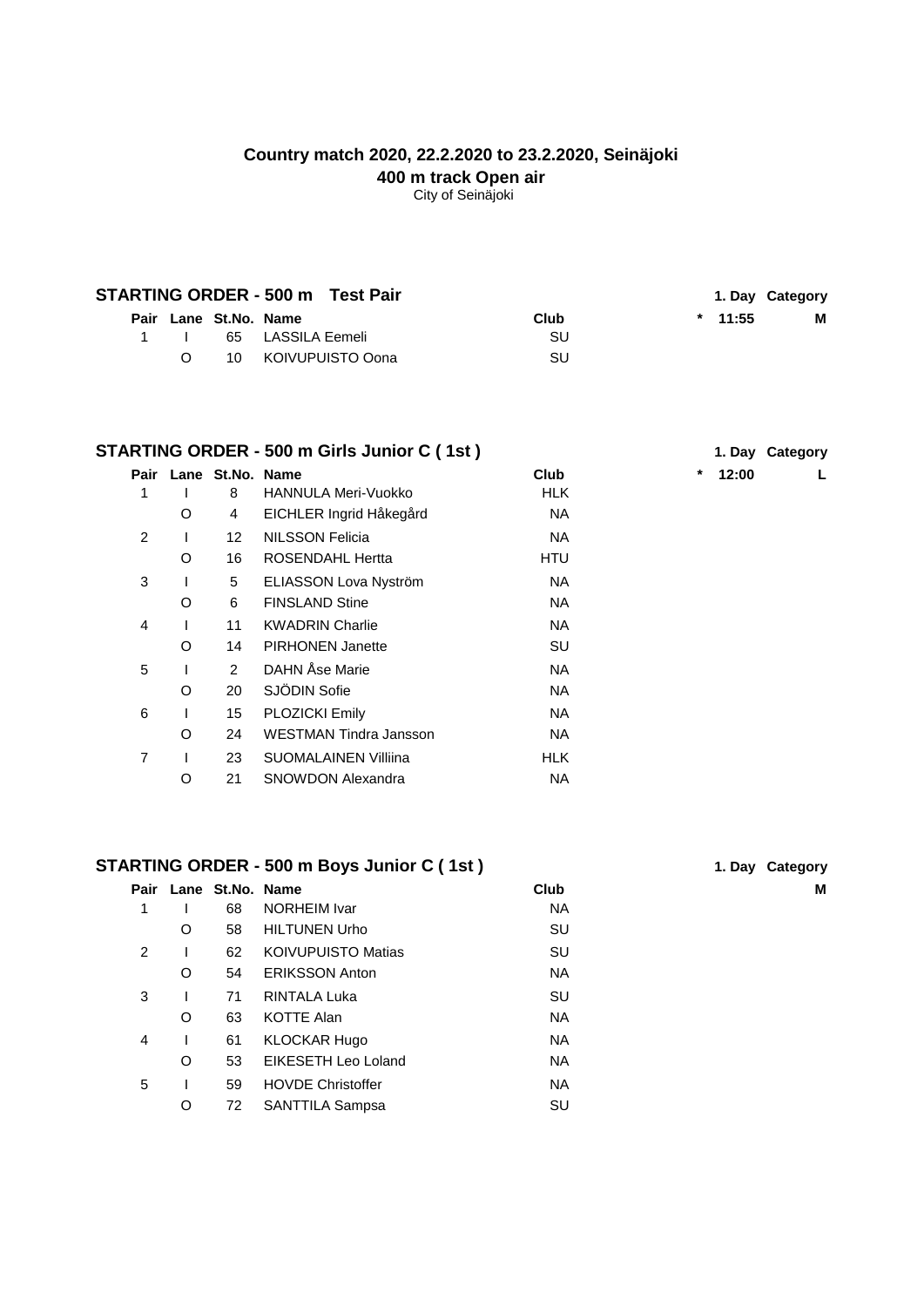**Country match 2020, 22.2.2020 to 23.2.2020, Seinäjoki**

**400 m track Open air**

City of Seinäjoki

## STARTING ORDER - 500 m Test Pair

| Pair | Lane | St.No. | Name | Club | * | 1. Day | Category |
|---|---|---|---|---|---|---|---|
| | | | | | * | 11:55 | M |
| 1 | I | 65 | LASSILA Eemeli | SU | | | |
| | O | 10 | KOIVUPUISTO Oona | SU | | | |

## STARTING ORDER - 500 m Girls Junior C ( 1st )

| Pair | Lane | St.No. | Name | Club | * | 1. Day | Category |
|---|---|---|---|---|---|---|---|
| | | | | | * | 12:00 | L |
| 1 | I | 8 | HANNULA Meri-Vuokko | HLK | | | |
| | O | 4 | EICHLER Ingrid Håkegård | NA | | | |
| 2 | I | 12 | NILSSON Felicia | NA | | | |
| | O | 16 | ROSENDAHL Hertta | HTU | | | |
| 3 | I | 5 | ELIASSON Lova Nyström | NA | | | |
| | O | 6 | FINSLAND Stine | NA | | | |
| 4 | I | 11 | KWADRIN Charlie | NA | | | |
| | O | 14 | PIRHONEN Janette | SU | | | |
| 5 | I | 2 | DAHN Åse Marie | NA | | | |
| | O | 20 | SJÖDIN Sofie | NA | | | |
| 6 | I | 15 | PLOZICKI Emily | NA | | | |
| | O | 24 | WESTMAN Tindra Jansson | NA | | | |
| 7 | I | 23 | SUOMALAINEN Villiina | HLK | | | |
| | O | 21 | SNOWDON Alexandra | NA | | | |

## STARTING ORDER - 500 m Boys Junior C ( 1st )

| Pair | Lane | St.No. | Name | Club | 1. Day | Category |
|---|---|---|---|---|---|---|
| | | | | | | M |
| 1 | I | 68 | NORHEIM Ivar | NA | | |
| | O | 58 | HILTUNEN Urho | SU | | |
| 2 | I | 62 | KOIVUPUISTO Matias | SU | | |
| | O | 54 | ERIKSSON Anton | NA | | |
| 3 | I | 71 | RINTALA Luka | SU | | |
| | O | 63 | KOTTE Alan | NA | | |
| 4 | I | 61 | KLOCKAR Hugo | NA | | |
| | O | 53 | EIKESETH Leo Loland | NA | | |
| 5 | I | 59 | HOVDE Christoffer | NA | | |
| | O | 72 | SANTTILA Sampsa | SU | | |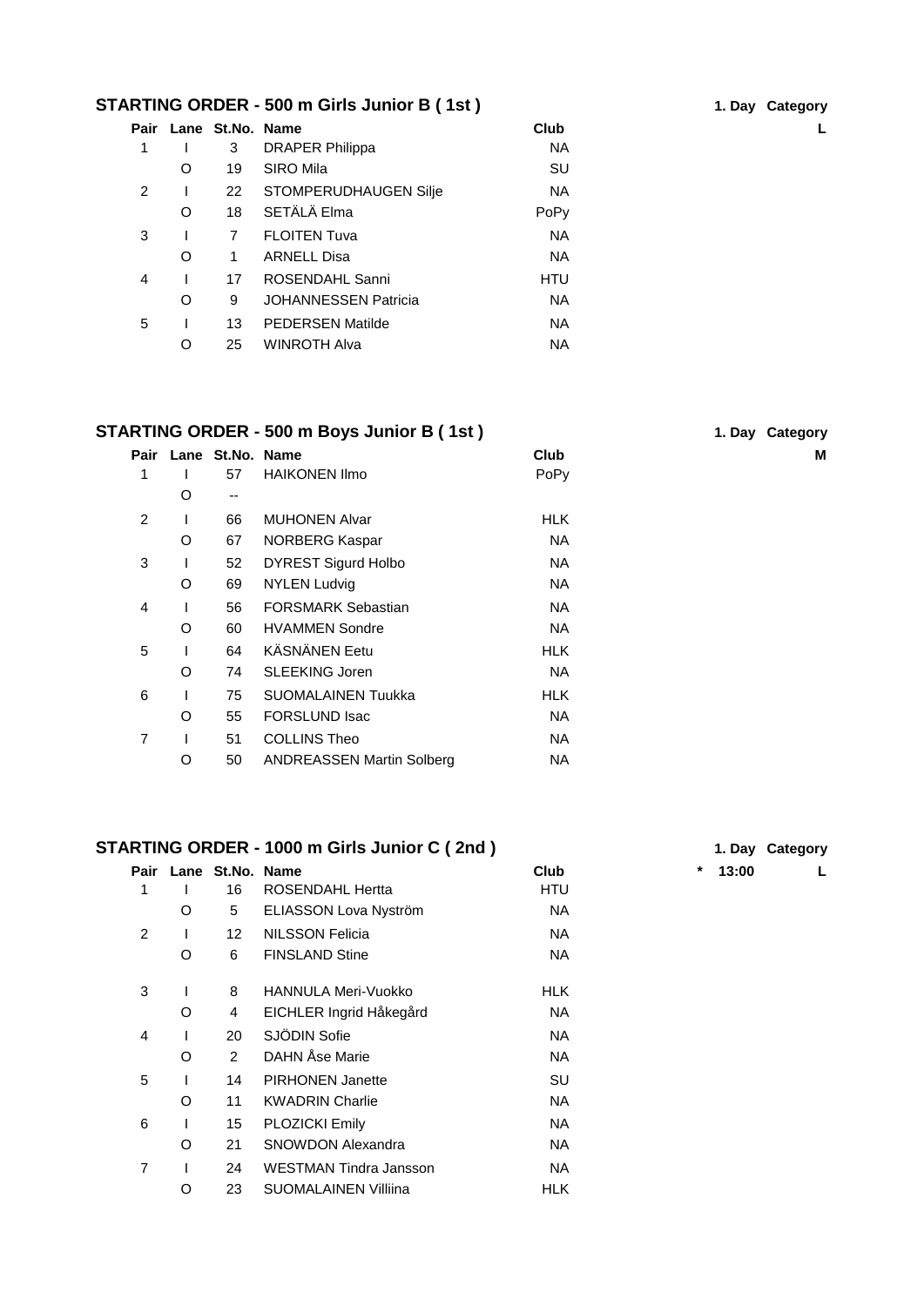## STARTING ORDER - 500 m Girls Junior B ( 1st )

1. Day Category

| Pair | Lane | St.No. | Name | Club | | Category |
|---|---|---|---|---|---|---|
| | | | | | | L |
| 1 | I | 3 | DRAPER Philippa | NA | | |
| | O | 19 | SIRO Mila | SU | | |
| 2 | I | 22 | STOMPERUDHAUGEN Silje | NA | | |
| | O | 18 | SETÄLÄ Elma | PoPy | | |
| 3 | I | 7 | FLOITEN Tuva | NA | | |
| | O | 1 | ARNELL Disa | NA | | |
| 4 | I | 17 | ROSENDAHL Sanni | HTU | | |
| | O | 9 | JOHANNESSEN Patricia | NA | | |
| 5 | I | 13 | PEDERSEN Matilde | NA | | |
| | O | 25 | WINROTH Alva | NA | | |

## STARTING ORDER - 500 m Boys Junior B ( 1st )

1. Day Category

| Pair | Lane | St.No. | Name | Club | | Category |
|---|---|---|---|---|---|---|
| | | | | | | M |
| 1 | I | 57 | HAIKONEN Ilmo | PoPy | | |
| | O | -- | | | | |
| 2 | I | 66 | MUHONEN Alvar | HLK | | |
| | O | 67 | NORBERG Kaspar | NA | | |
| 3 | I | 52 | DYREST Sigurd Holbo | NA | | |
| | O | 69 | NYLEN Ludvig | NA | | |
| 4 | I | 56 | FORSMARK Sebastian | NA | | |
| | O | 60 | HVAMMEN Sondre | NA | | |
| 5 | I | 64 | KÄSNÄNEN Eetu | HLK | | |
| | O | 74 | SLEEKING Joren | NA | | |
| 6 | I | 75 | SUOMALAINEN Tuukka | HLK | | |
| | O | 55 | FORSLUND Isac | NA | | |
| 7 | I | 51 | COLLINS Theo | NA | | |
| | O | 50 | ANDREASSEN Martin Solberg | NA | | |

## STARTING ORDER - 1000 m Girls Junior C ( 2nd )

1. Day Category

| Pair | Lane | St.No. | Name | Club | | Category |
|---|---|---|---|---|---|---|
| | | | | | * 13:00 | L |
| 1 | I | 16 | ROSENDAHL Hertta | HTU | | |
| | O | 5 | ELIASSON Lova Nyström | NA | | |
| 2 | I | 12 | NILSSON Felicia | NA | | |
| | O | 6 | FINSLAND Stine | NA | | |
| 3 | I | 8 | HANNULA Meri-Vuokko | HLK | | |
| | O | 4 | EICHLER Ingrid Håkegård | NA | | |
| 4 | I | 20 | SJÖDIN Sofie | NA | | |
| | O | 2 | DAHN Åse Marie | NA | | |
| 5 | I | 14 | PIRHONEN Janette | SU | | |
| | O | 11 | KWADRIN Charlie | NA | | |
| 6 | I | 15 | PLOZICKI Emily | NA | | |
| | O | 21 | SNOWDON Alexandra | NA | | |
| 7 | I | 24 | WESTMAN Tindra Jansson | NA | | |
| | O | 23 | SUOMALAINEN Villiina | HLK | | |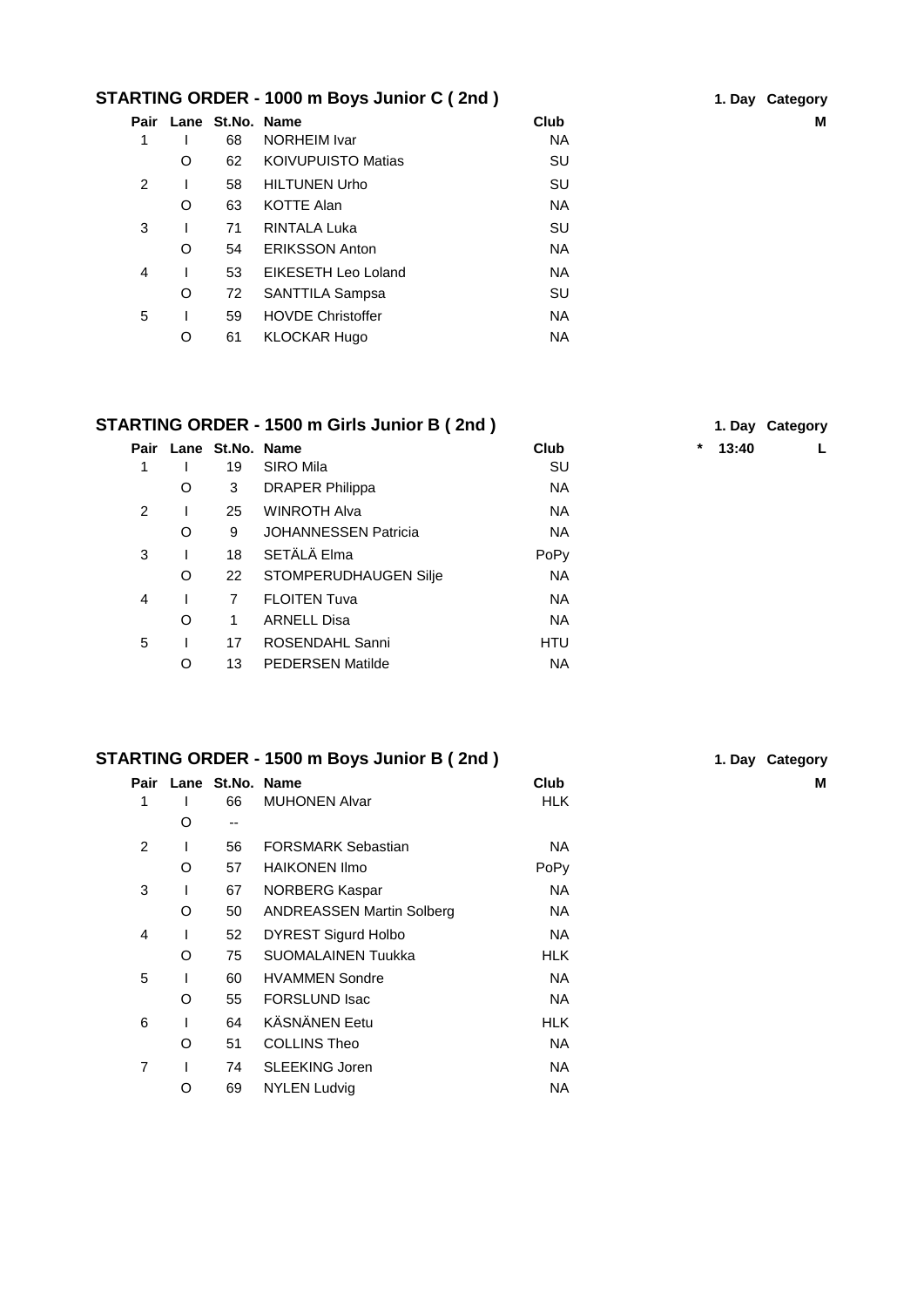## STARTING ORDER - 1000 m Boys Junior C ( 2nd )

1. Day Category

M

| Pair | Lane | St.No. | Name | Club |
|---|---|---|---|---|
| 1 | I | 68 | NORHEIM Ivar | NA |
| | O | 62 | KOIVUPUISTO Matias | SU |
| 2 | I | 58 | HILTUNEN Urho | SU |
| | O | 63 | KOTTE Alan | NA |
| 3 | I | 71 | RINTALA Luka | SU |
| | O | 54 | ERIKSSON Anton | NA |
| 4 | I | 53 | EIKESETH Leo Loland | NA |
| | O | 72 | SANTTILA Sampsa | SU |
| 5 | I | 59 | HOVDE Christoffer | NA |
| | O | 61 | KLOCKAR Hugo | NA |

## STARTING ORDER - 1500 m Girls Junior B ( 2nd )

1. Day Category

* 13:40 L

| Pair | Lane | St.No. | Name | Club |
|---|---|---|---|---|
| 1 | I | 19 | SIRO Mila | SU |
| | O | 3 | DRAPER Philippa | NA |
| 2 | I | 25 | WINROTH Alva | NA |
| | O | 9 | JOHANNESSEN Patricia | NA |
| 3 | I | 18 | SETÄLÄ Elma | PoPy |
| | O | 22 | STOMPERUDHAUGEN Silje | NA |
| 4 | I | 7 | FLOITEN Tuva | NA |
| | O | 1 | ARNELL Disa | NA |
| 5 | I | 17 | ROSENDAHL Sanni | HTU |
| | O | 13 | PEDERSEN Matilde | NA |

## STARTING ORDER - 1500 m Boys Junior B ( 2nd )

1. Day Category

M

| Pair | Lane | St.No. | Name | Club |
|---|---|---|---|---|
| 1 | I | 66 | MUHONEN Alvar | HLK |
| | O | -- | | |
| 2 | I | 56 | FORSMARK Sebastian | NA |
| | O | 57 | HAIKONEN Ilmo | PoPy |
| 3 | I | 67 | NORBERG Kaspar | NA |
| | O | 50 | ANDREASSEN Martin Solberg | NA |
| 4 | I | 52 | DYREST Sigurd Holbo | NA |
| | O | 75 | SUOMALAINEN Tuukka | HLK |
| 5 | I | 60 | HVAMMEN Sondre | NA |
| | O | 55 | FORSLUND Isac | NA |
| 6 | I | 64 | KÄSNÄNEN Eetu | HLK |
| | O | 51 | COLLINS Theo | NA |
| 7 | I | 74 | SLEEKING Joren | NA |
| | O | 69 | NYLEN Ludvig | NA |